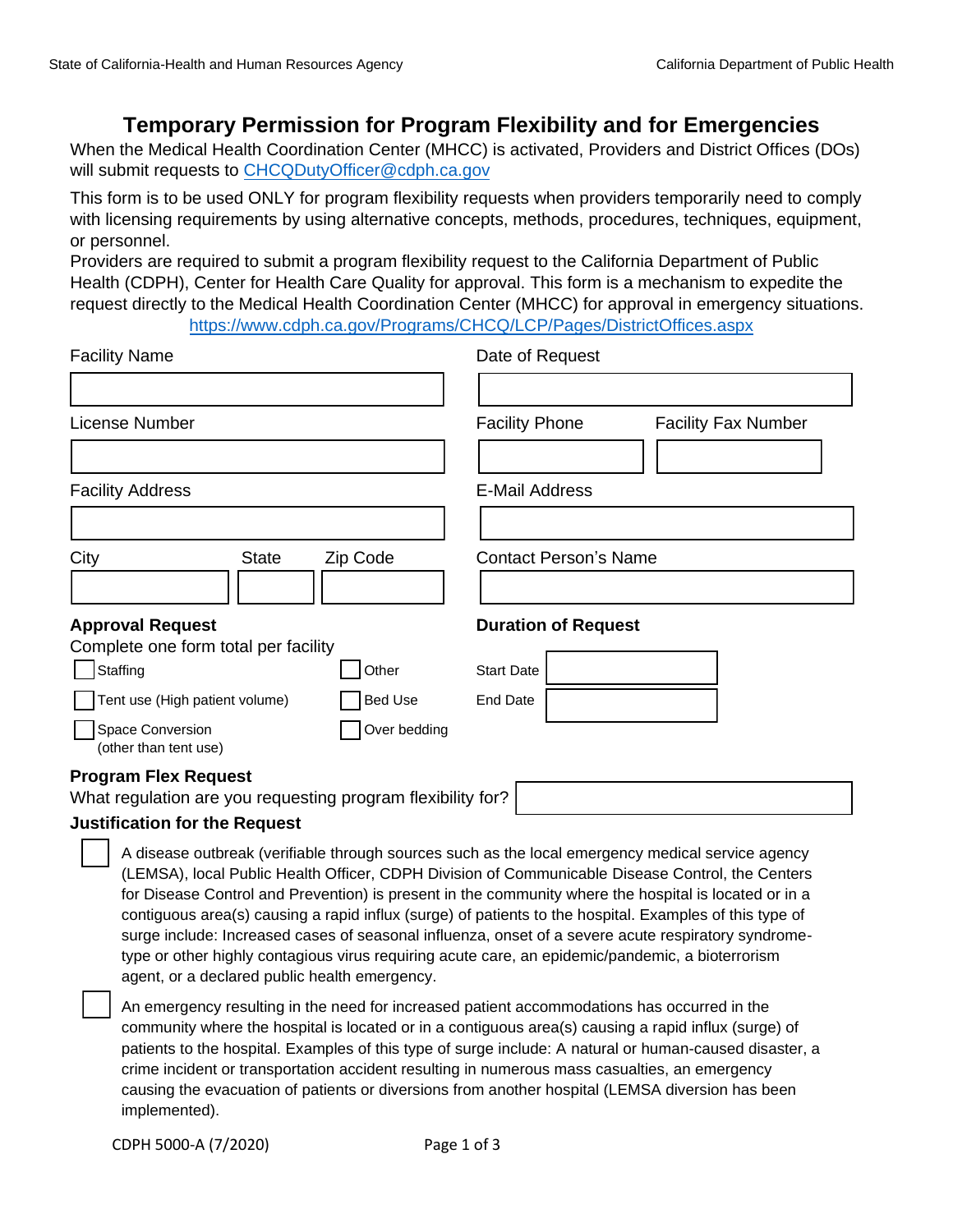# Temporary Permission for Program Flexibility and for Emergencies

When the Medical Health Coordination Center (MHCC) is activated, Providers and District Offices (DOs) will submit requests to CHCQDutyOfficer@cdph.ca.gov

This form is to be used ONLY for program flexibility requests when providers temporarily need to comply with licensing requirements by using alternative concepts, methods, procedures, techniques, equipment, or personnel.

Providers are required to submit a program flexibility request to the California Department of Public Health (CDPH), Center for Health Care Quality for approval. This form is a mechanism to expedite the request directly to the Medical Health Coordination Center (MHCC) for approval in emergency situations.

https://www.cdph.ca.gov/Programs/CHCQ/LCP/Pages/DistrictOffices.aspx

Facility Name: ______________________

Date of Request: ______________________

License Number: ______________________

Facility Phone: ______________________

Facility Fax Number: ______________________

Facility Address: ______________________

E-Mail Address: ______________________

City: ______________ State: ______ Zip Code: ______________

Contact Person's Name: ______________________

**Approval Request**

Complete one form total per facility

- ☐ Staffing
- ☐ Tent use (High patient volume)
- ☐ Space Conversion (other than tent use)
- ☐ Other
- ☐ Bed Use
- ☐ Over bedding

**Duration of Request**

Start Date: ______________________

End Date: ______________________

**Program Flex Request**

What regulation are you requesting program flexibility for? ______________________

**Justification for the Request**

☐ A disease outbreak (verifiable through sources such as the local emergency medical service agency (LEMSA), local Public Health Officer, CDPH Division of Communicable Disease Control, the Centers for Disease Control and Prevention) is present in the community where the hospital is located or in a contiguous area(s) causing a rapid influx (surge) of patients to the hospital. Examples of this type of surge include: Increased cases of seasonal influenza, onset of a severe acute respiratory syndrome-type or other highly contagious virus requiring acute care, an epidemic/pandemic, a bioterrorism agent, or a declared public health emergency.

☐ An emergency resulting in the need for increased patient accommodations has occurred in the community where the hospital is located or in a contiguous area(s) causing a rapid influx (surge) of patients to the hospital. Examples of this type of surge include: A natural or human-caused disaster, a crime incident or transportation accident resulting in numerous mass casualties, an emergency causing the evacuation of patients or diversions from another hospital (LEMSA diversion has been implemented).

CDPH 5000-A (7/2020)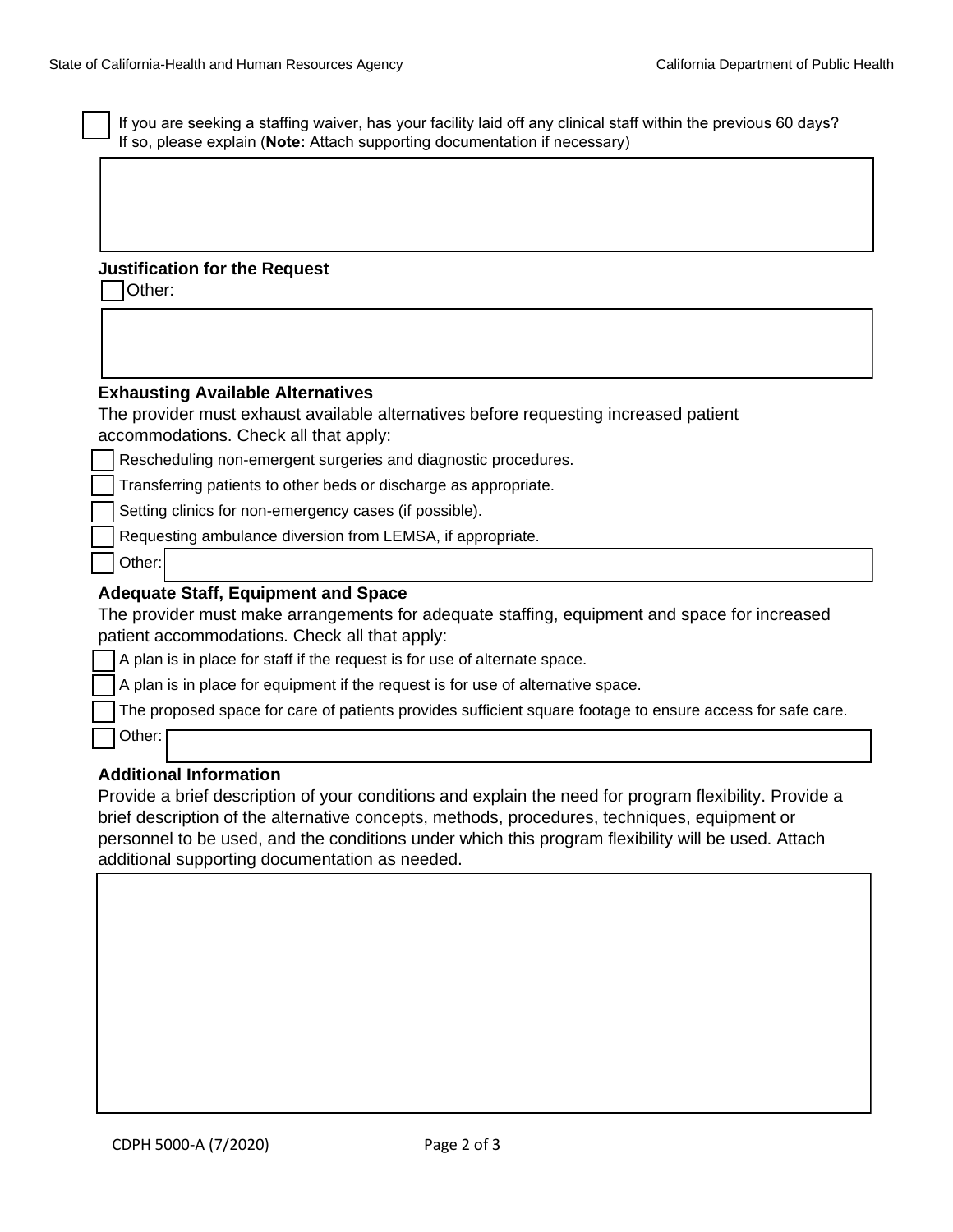- [ ] If you are seeking a staffing waiver, has your facility laid off any clinical staff within the previous 60 days? If so, please explain (**Note:** Attach supporting documentation if necessary)

### Justification for the Request

- [ ] Other:

### Exhausting Available Alternatives

The provider must exhaust available alternatives before requesting increased patient accommodations. Check all that apply:

- [ ] Rescheduling non-emergent surgeries and diagnostic procedures.
- [ ] Transferring patients to other beds or discharge as appropriate.
- [ ] Setting clinics for non-emergency cases (if possible).
- [ ] Requesting ambulance diversion from LEMSA, if appropriate.
- [ ] Other:

### Adequate Staff, Equipment and Space

The provider must make arrangements for adequate staffing, equipment and space for increased patient accommodations. Check all that apply:

- [ ] A plan is in place for staff if the request is for use of alternate space.
- [ ] A plan is in place for equipment if the request is for use of alternative space.
- [ ] The proposed space for care of patients provides sufficient square footage to ensure access for safe care.
- [ ] Other:

### Additional Information

Provide a brief description of your conditions and explain the need for program flexibility. Provide a brief description of the alternative concepts, methods, procedures, techniques, equipment or personnel to be used, and the conditions under which this program flexibility will be used. Attach additional supporting documentation as needed.

CDPH 5000-A (7/2020)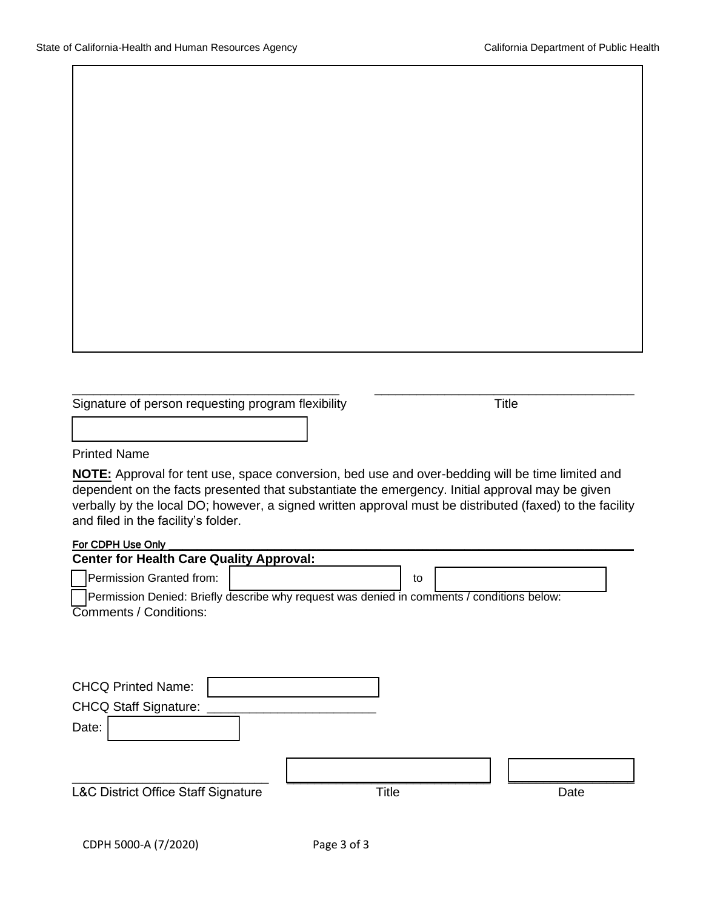Signature of person requesting program flexibility ______________________ Title ______________________

Printed Name

**NOTE:** Approval for tent use, space conversion, bed use and over-bedding will be time limited and dependent on the facts presented that substantiate the emergency. Initial approval may be given verbally by the local DO; however, a signed written approval must be distributed (faxed) to the facility and filed in the facility's folder.

For CDPH Use Only

**Center for Health Care Quality Approval:**

☐ Permission Granted from: ____________ to ____________

☐ Permission Denied: Briefly describe why request was denied in comments / conditions below:

Comments / Conditions:

CHCQ Printed Name: ____________

CHCQ Staff Signature: ____________

Date: ____________

L&C District Office Staff Signature ____________ Title ____________ Date ____________

CDPH 5000-A (7/2020)